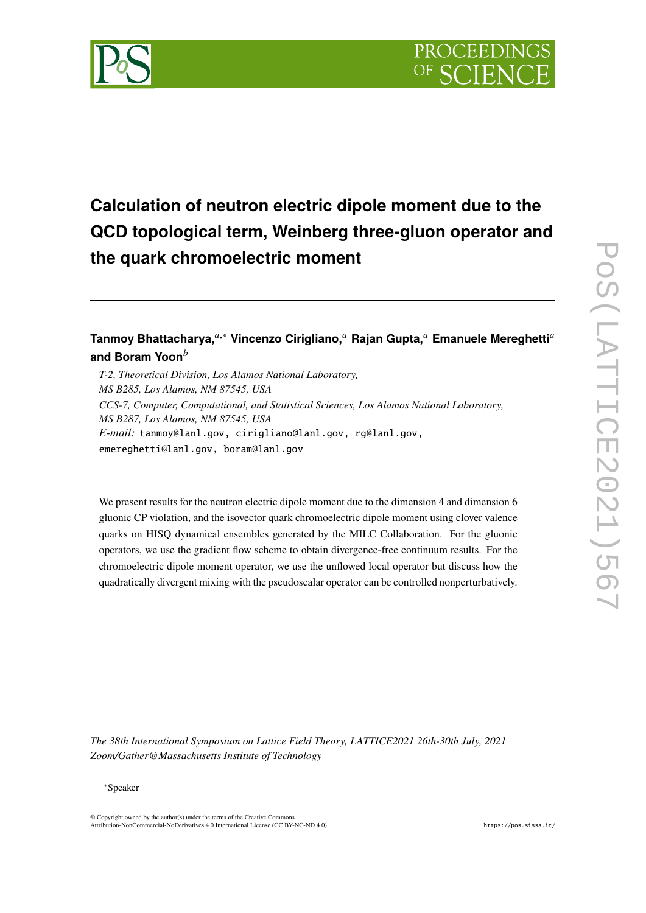# Calculation of neutron electric dipole moment due to the QCD topological term, Weinberg three-gluon operator and the quark chromoelectric moment

**Tanmoy Bhattacharya,**[a,*] **Vincenzo Cirigliano,**[a] **Rajan Gupta,**[a] **Emanuele Mereghetti**[a] **and Boram Yoon**[b]

*T-2, Theoretical Division, Los Alamos National Laboratory, MS B285, Los Alamos, NM 87545, USA*
*CCS-7, Computer, Computational, and Statistical Sciences, Los Alamos National Laboratory, MS B287, Los Alamos, NM 87545, USA*
*E-mail:* tanmoy@lanl.gov, cirigliano@lanl.gov, rg@lanl.gov, emereghetti@lanl.gov, boram@lanl.gov

We present results for the neutron electric dipole moment due to the dimension 4 and dimension 6 gluonic CP violation, and the isovector quark chromoelectric dipole moment using clover valence quarks on HISQ dynamical ensembles generated by the MILC Collaboration. For the gluonic operators, we use the gradient flow scheme to obtain divergence-free continuum results. For the chromoelectric dipole moment operator, we use the unflowed local operator but discuss how the quadratically divergent mixing with the pseudoscalar operator can be controlled nonperturbatively.

*The 38th International Symposium on Lattice Field Theory, LATTICE2021 26th-30th July, 2021 Zoom/Gather@Massachusetts Institute of Technology*

*Speaker

© Copyright owned by the author(s) under the terms of the Creative Commons Attribution-NonCommercial-NoDerivatives 4.0 International License (CC BY-NC-ND 4.0).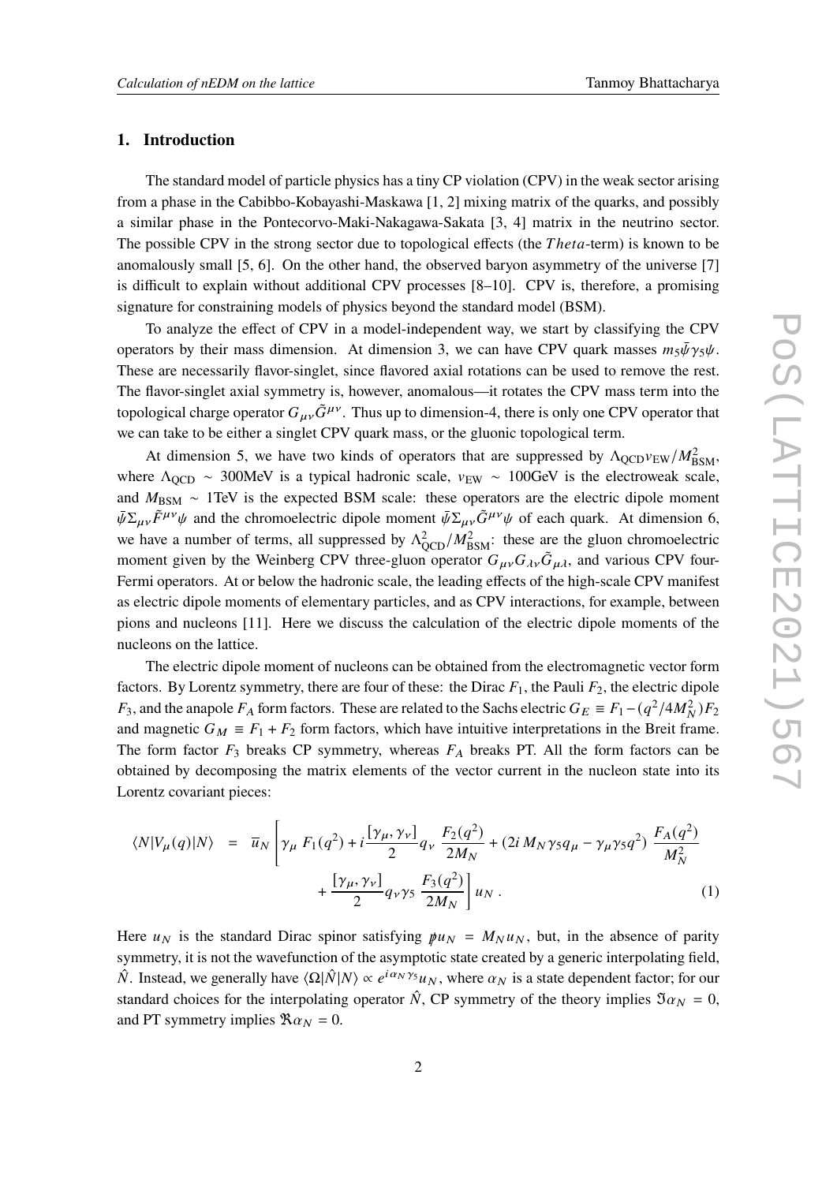## 1. Introduction

The standard model of particle physics has a tiny CP violation (CPV) in the weak sector arising from a phase in the Cabibbo-Kobayashi-Maskawa [1, 2] mixing matrix of the quarks, and possibly a similar phase in the Pontecorvo-Maki-Nakagawa-Sakata [3, 4] matrix in the neutrino sector. The possible CPV in the strong sector due to topological effects (the $Theta$-term) is known to be anomalously small [5, 6]. On the other hand, the observed baryon asymmetry of the universe [7] is difficult to explain without additional CPV processes [8–10]. CPV is, therefore, a promising signature for constraining models of physics beyond the standard model (BSM).

To analyze the effect of CPV in a model-independent way, we start by classifying the CPV operators by their mass dimension. At dimension 3, we can have CPV quark masses $m_5\bar\psi\gamma_5\psi$. These are necessarily flavor-singlet, since flavored axial rotations can be used to remove the rest. The flavor-singlet axial symmetry is, however, anomalous—it rotates the CPV mass term into the topological charge operator $G_{\mu\nu}\tilde G^{\mu\nu}$. Thus up to dimension-4, there is only one CPV operator that we can take to be either a singlet CPV quark mass, or the gluonic topological term.

At dimension 5, we have two kinds of operators that are suppressed by $\Lambda_{\rm QCD} v_{\rm EW}/M^2_{\rm BSM}$, where $\Lambda_{\rm QCD} \sim 300$MeV is a typical hadronic scale, $v_{\rm EW} \sim 100$GeV is the electroweak scale, and $M_{\rm BSM} \sim 1$TeV is the expected BSM scale: these operators are the electric dipole moment $\bar\psi\Sigma_{\mu\nu}\tilde F^{\mu\nu}\psi$ and the chromoelectric dipole moment $\bar\psi\Sigma_{\mu\nu}\tilde G^{\mu\nu}\psi$ of each quark. At dimension 6, we have a number of terms, all suppressed by $\Lambda^2_{\rm QCD}/M^2_{\rm BSM}$: these are the gluon chromoelectric moment given by the Weinberg CPV three-gluon operator $G_{\mu\nu}G_{\lambda\nu}\tilde G_{\mu\lambda}$, and various CPV four-Fermi operators. At or below the hadronic scale, the leading effects of the high-scale CPV manifest as electric dipole moments of elementary particles, and as CPV interactions, for example, between pions and nucleons [11]. Here we discuss the calculation of the electric dipole moments of the nucleons on the lattice.

The electric dipole moment of nucleons can be obtained from the electromagnetic vector form factors. By Lorentz symmetry, there are four of these: the Dirac $F_1$, the Pauli $F_2$, the electric dipole $F_3$, and the anapole $F_A$ form factors. These are related to the Sachs electric $G_E \equiv F_1 - (q^2/4M_N^2)F_2$ and magnetic $G_M \equiv F_1 + F_2$ form factors, which have intuitive interpretations in the Breit frame. The form factor $F_3$ breaks CP symmetry, whereas $F_A$ breaks PT. All the form factors can be obtained by decomposing the matrix elements of the vector current in the nucleon state into its Lorentz covariant pieces:

$$
\langle N|V_\mu(q)|N\rangle = \overline{u}_N \left[\gamma_\mu\, F_1(q^2) + i\frac{[\gamma_\mu,\gamma_\nu]}{2} q_\nu\, \frac{F_2(q^2)}{2M_N} + (2i\,M_N\gamma_5 q_\mu - \gamma_\mu\gamma_5 q^2)\, \frac{F_A(q^2)}{M_N^2} + \frac{[\gamma_\mu,\gamma_\nu]}{2} q_\nu \gamma_5\, \frac{F_3(q^2)}{2M_N}\right] u_N\,. \tag{1}
$$

Here $u_N$ is the standard Dirac spinor satisfying $\not{p} u_N = M_N u_N$, but, in the absence of parity symmetry, it is not the wavefunction of the asymptotic state created by a generic interpolating field, $\hat N$. Instead, we generally have $\langle\Omega|\hat N|N\rangle \propto e^{i\alpha_N\gamma_5}u_N$, where $\alpha_N$ is a state dependent factor; for our standard choices for the interpolating operator $\hat N$, CP symmetry of the theory implies $\Im\alpha_N = 0$, and PT symmetry implies $\Re\alpha_N = 0$.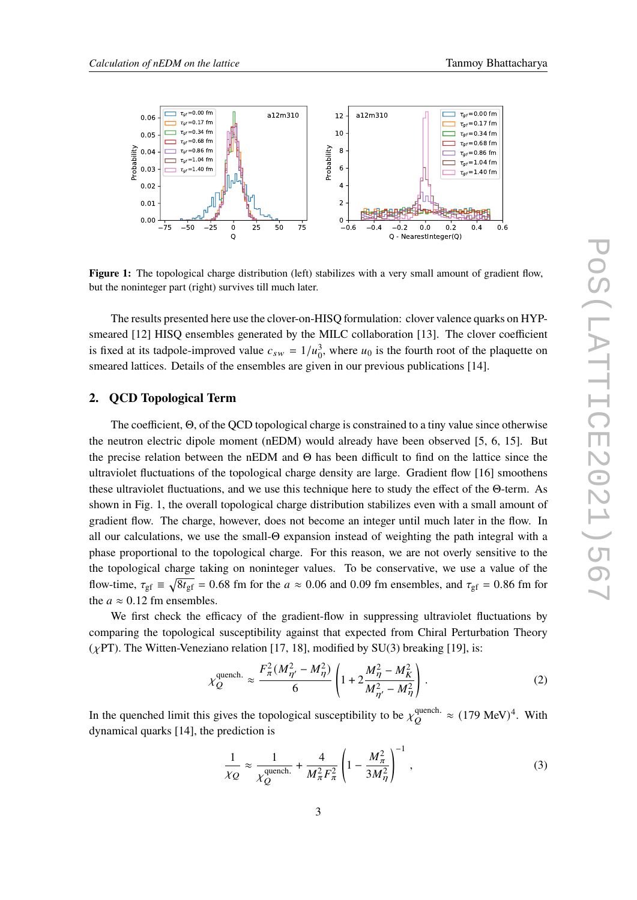**Figure 1:** The topological charge distribution (left) stabilizes with a very small amount of gradient flow, but the noninteger part (right) survives till much later.

The results presented here use the clover-on-HISQ formulation: clover valence quarks on HYP-smeared [12] HISQ ensembles generated by the MILC collaboration [13]. The clover coefficient is fixed at its tadpole-improved value $c_{sw} = 1/u_0^3$, where $u_0$ is the fourth root of the plaquette on smeared lattices. Details of the ensembles are given in our previous publications [14].

## 2. QCD Topological Term

The coefficient, $\Theta$, of the QCD topological charge is constrained to a tiny value since otherwise the neutron electric dipole moment (nEDM) would already have been observed [5, 6, 15]. But the precise relation between the nEDM and $\Theta$ has been difficult to find on the lattice since the ultraviolet fluctuations of the topological charge density are large. Gradient flow [16] smoothens these ultraviolet fluctuations, and we use this technique here to study the effect of the $\Theta$-term. As shown in Fig. 1, the overall topological charge distribution stabilizes even with a small amount of gradient flow. The charge, however, does not become an integer until much later in the flow. In all our calculations, we use the small-$\Theta$ expansion instead of weighting the path integral with a phase proportional to the topological charge. For this reason, we are not overly sensitive to the the topological charge taking on noninteger values. To be conservative, we use a value of the flow-time, $\tau_{\rm gf} \equiv \sqrt{8t_{\rm gf}} = 0.68$ fm for the $a \approx 0.06$ and 0.09 fm ensembles, and $\tau_{\rm gf} = 0.86$ fm for the $a \approx 0.12$ fm ensembles.

We first check the efficacy of the gradient-flow in suppressing ultraviolet fluctuations by comparing the topological susceptibility against that expected from Chiral Perturbation Theory ($\chi$PT). The Witten-Veneziano relation [17, 18], modified by SU(3) breaking [19], is:

$$\chi_Q^{\rm quench.} \approx \frac{F_\pi^2(M_{\eta'}^2 - M_\eta^2)}{6} \left(1 + 2\frac{M_\eta^2 - M_K^2}{M_{\eta'}^2 - M_\eta^2}\right) . \tag{2}$$

In the quenched limit this gives the topological susceptibility to be $\chi_Q^{\rm quench.} \approx (179~{\rm MeV})^4$. With dynamical quarks [14], the prediction is

$$\frac{1}{\chi_Q} \approx \frac{1}{\chi_Q^{\rm quench.}} + \frac{4}{M_\pi^2 F_\pi^2}\left(1 - \frac{M_\pi^2}{3M_\eta^2}\right)^{-1} , \tag{3}$$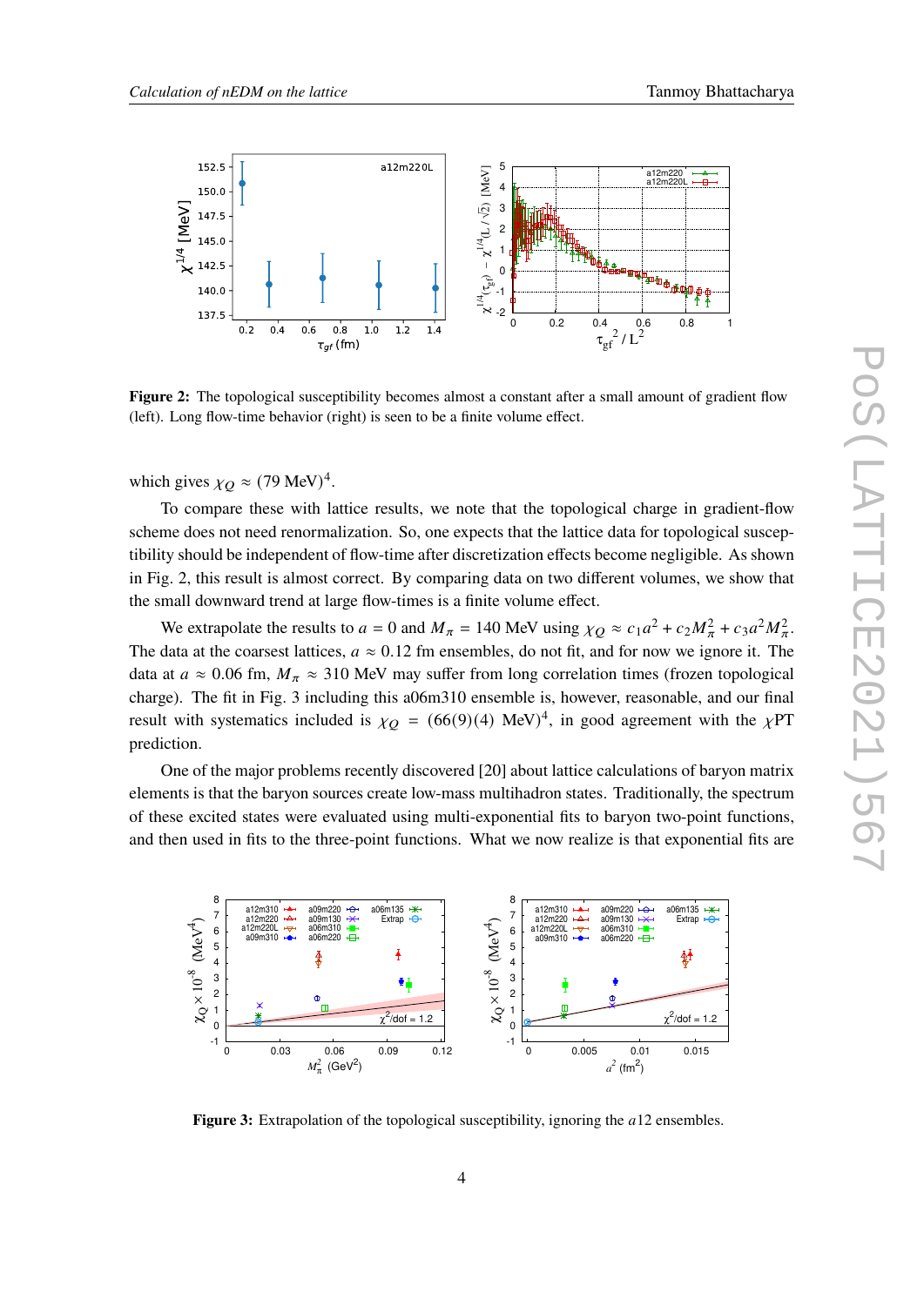**Figure 2:** The topological susceptibility becomes almost a constant after a small amount of gradient flow (left). Long flow-time behavior (right) is seen to be a finite volume effect.

which gives $\chi_Q \approx (79\ \text{MeV})^4$.

To compare these with lattice results, we note that the topological charge in gradient-flow scheme does not need renormalization. So, one expects that the lattice data for topological susceptibility should be independent of flow-time after discretization effects become negligible. As shown in Fig. 2, this result is almost correct. By comparing data on two different volumes, we show that the small downward trend at large flow-times is a finite volume effect.

We extrapolate the results to $a = 0$ and $M_\pi = 140$ MeV using $\chi_Q \approx c_1 a^2 + c_2 M_\pi^2 + c_3 a^2 M_\pi^2$. The data at the coarsest lattices, $a \approx 0.12$ fm ensembles, do not fit, and for now we ignore it. The data at $a \approx 0.06$ fm, $M_\pi \approx 310$ MeV may suffer from long correlation times (frozen topological charge). The fit in Fig. 3 including this a06m310 ensemble is, however, reasonable, and our final result with systematics included is $\chi_Q = (66(9)(4)\ \text{MeV})^4$, in good agreement with the $\chi$PT prediction.

One of the major problems recently discovered [20] about lattice calculations of baryon matrix elements is that the baryon sources create low-mass multihadron states. Traditionally, the spectrum of these excited states were evaluated using multi-exponential fits to baryon two-point functions, and then used in fits to the three-point functions. What we now realize is that exponential fits are

**Figure 3:** Extrapolation of the topological susceptibility, ignoring the $a12$ ensembles.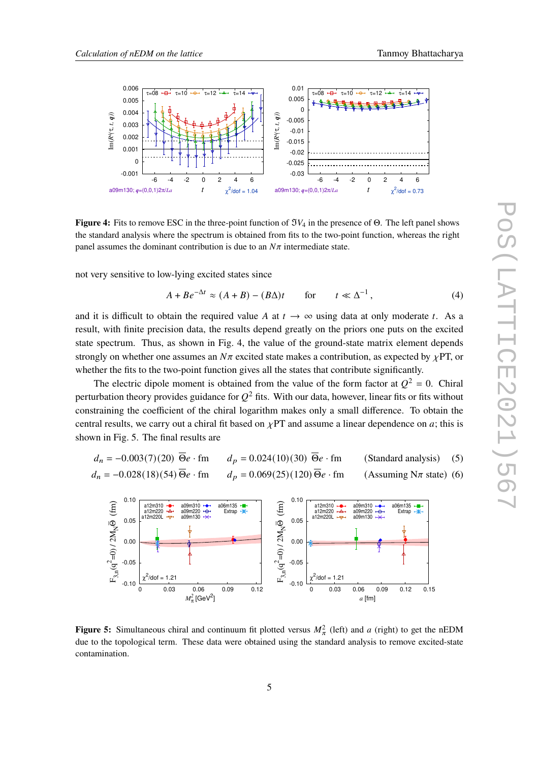**Figure 4:** Fits to remove ESC in the three-point function of $\Im V_4$ in the presence of $\Theta$. The left panel shows the standard analysis where the spectrum is obtained from fits to the two-point function, whereas the right panel assumes the dominant contribution is due to an $N\pi$ intermediate state.

not very sensitive to low-lying excited states since

$$A + Be^{-\Delta t} \approx (A + B) - (B\Delta)t \qquad \text{for} \qquad t \ll \Delta^{-1}, \tag{4}$$

and it is difficult to obtain the required value $A$ at $t \to \infty$ using data at only moderate $t$. As a result, with finite precision data, the results depend greatly on the priors one puts on the excited state spectrum. Thus, as shown in Fig. 4, the value of the ground-state matrix element depends strongly on whether one assumes an $N\pi$ excited state makes a contribution, as expected by $\chi$PT, or whether the fits to the two-point function gives all the states that contribute significantly.

The electric dipole moment is obtained from the value of the form factor at $Q^2 = 0$. Chiral perturbation theory provides guidance for $Q^2$ fits. With our data, however, linear fits or fits without constraining the coefficient of the chiral logarithm makes only a small difference. To obtain the central results, we carry out a chiral fit based on $\chi$PT and assume a linear dependence on $a$; this is shown in Fig. 5. The final results are

$$d_n = -0.003(7)(20)\ \overline{\Theta}e \cdot \text{fm} \qquad d_p = 0.024(10)(30)\ \overline{\Theta}e \cdot \text{fm} \qquad \text{(Standard analysis)} \tag{5}$$

$$d_n = -0.028(18)(54)\ \overline{\Theta}e \cdot \text{fm} \qquad d_p = 0.069(25)(120)\ \overline{\Theta}e \cdot \text{fm} \qquad \text{(Assuming N}\pi\text{ state)} \tag{6}$$

**Figure 5:** Simultaneous chiral and continuum fit plotted versus $M_\pi^2$ (left) and $a$ (right) to get the nEDM due to the topological term. These data were obtained using the standard analysis to remove excited-state contamination.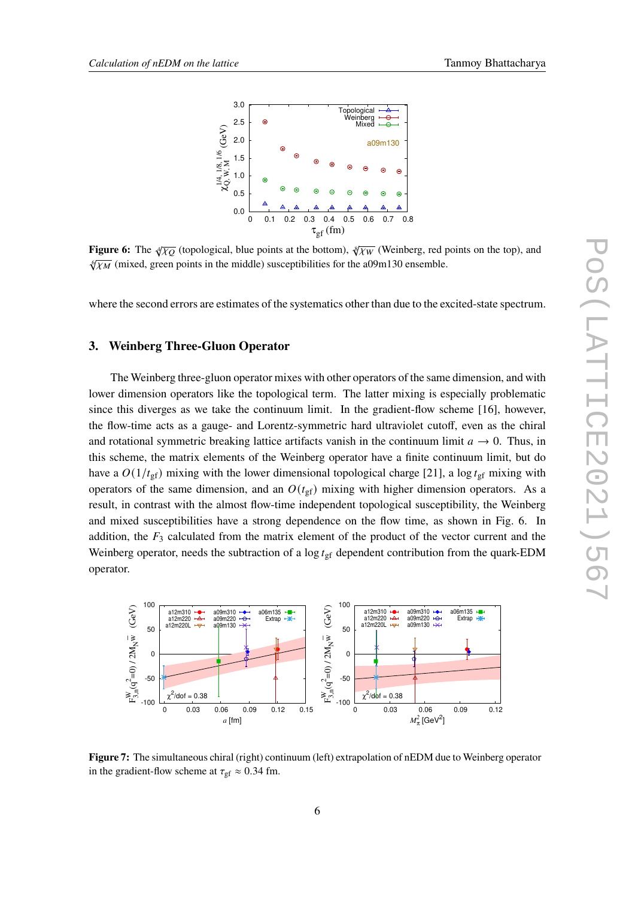**Figure 6:** The $\sqrt[4]{\chi_Q}$ (topological, blue points at the bottom), $\sqrt[8]{\chi_W}$ (Weinberg, red points on the top), and $\sqrt[6]{\chi_M}$ (mixed, green points in the middle) susceptibilities for the a09m130 ensemble.

where the second errors are estimates of the systematics other than due to the excited-state spectrum.

## 3. Weinberg Three-Gluon Operator

The Weinberg three-gluon operator mixes with other operators of the same dimension, and with lower dimension operators like the topological term. The latter mixing is especially problematic since this diverges as we take the continuum limit. In the gradient-flow scheme [16], however, the flow-time acts as a gauge- and Lorentz-symmetric hard ultraviolet cutoff, even as the chiral and rotational symmetric breaking lattice artifacts vanish in the continuum limit $a \to 0$. Thus, in this scheme, the matrix elements of the Weinberg operator have a finite continuum limit, but do have a $O(1/t_{\rm gf})$ mixing with the lower dimensional topological charge [21], a $\log t_{\rm gf}$ mixing with operators of the same dimension, and an $O(t_{\rm gf})$ mixing with higher dimension operators. As a result, in contrast with the almost flow-time independent topological susceptibility, the Weinberg and mixed susceptibilities have a strong dependence on the flow time, as shown in Fig. 6. In addition, the $F_3$ calculated from the matrix element of the product of the vector current and the Weinberg operator, needs the subtraction of a $\log t_{\rm gf}$ dependent contribution from the quark-EDM operator.

**Figure 7:** The simultaneous chiral (right) continuum (left) extrapolation of nEDM due to Weinberg operator in the gradient-flow scheme at $\tau_{\rm gf} \approx 0.34$ fm.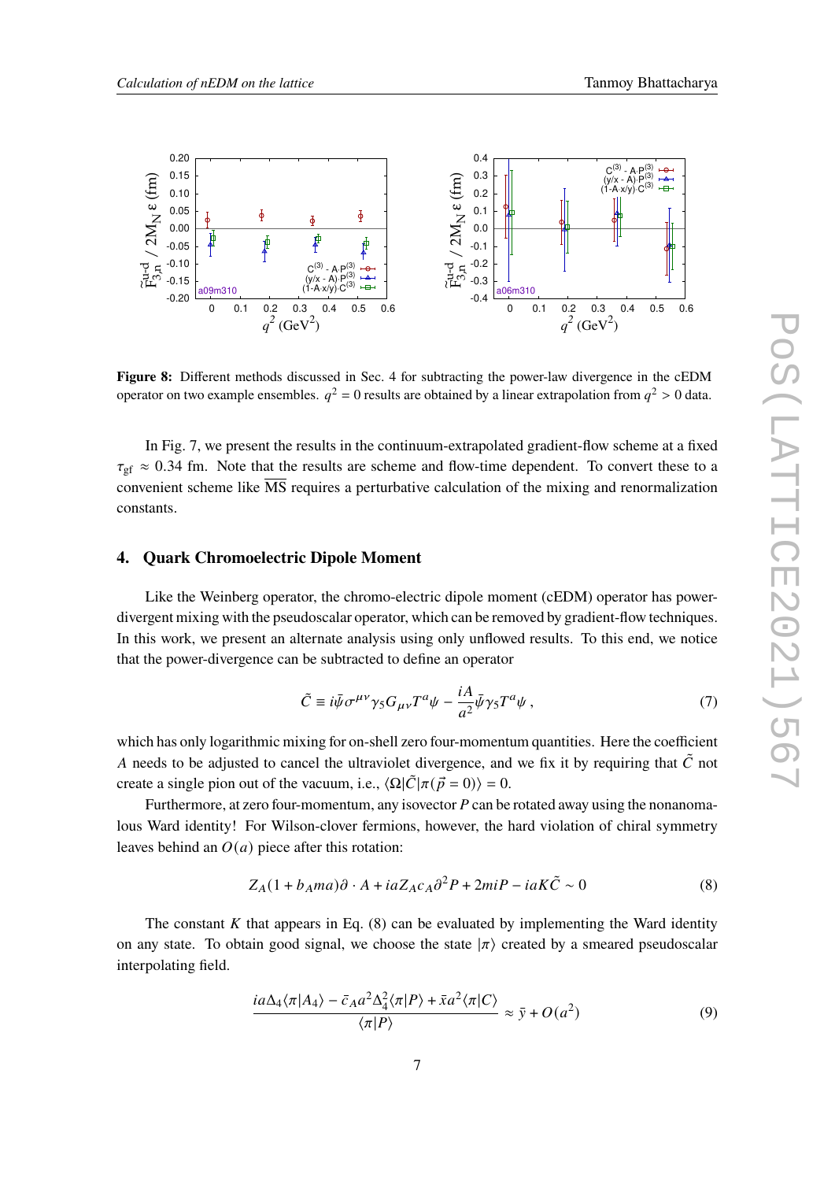**Figure 8:** Different methods discussed in Sec. 4 for subtracting the power-law divergence in the cEDM operator on two example ensembles. $q^2 = 0$ results are obtained by a linear extrapolation from $q^2 > 0$ data.

In Fig. 7, we present the results in the continuum-extrapolated gradient-flow scheme at a fixed $\tau_{\rm gf} \approx 0.34$ fm. Note that the results are scheme and flow-time dependent. To convert these to a convenient scheme like $\overline{\rm MS}$ requires a perturbative calculation of the mixing and renormalization constants.

## 4. Quark Chromoelectric Dipole Moment

Like the Weinberg operator, the chromo-electric dipole moment (cEDM) operator has power-divergent mixing with the pseudoscalar operator, which can be removed by gradient-flow techniques. In this work, we present an alternate analysis using only unflowed results. To this end, we notice that the power-divergence can be subtracted to define an operator

$$\tilde{C} \equiv i\bar{\psi}\sigma^{\mu\nu}\gamma_5 G_{\mu\nu} T^a \psi - \frac{iA}{a^2}\bar{\psi}\gamma_5 T^a \psi\,, \tag{7}$$

which has only logarithmic mixing for on-shell zero four-momentum quantities. Here the coefficient $A$ needs to be adjusted to cancel the ultraviolet divergence, and we fix it by requiring that $\tilde{C}$ not create a single pion out of the vacuum, i.e., $\langle \Omega | \tilde{C} | \pi(\vec{p} = 0) \rangle = 0$.

Furthermore, at zero four-momentum, any isovector $P$ can be rotated away using the nonanomalous Ward identity! For Wilson-clover fermions, however, the hard violation of chiral symmetry leaves behind an $O(a)$ piece after this rotation:

$$Z_A(1 + b_A ma)\partial \cdot A + iaZ_A c_A \partial^2 P + 2miP - iaK\tilde{C} \sim 0 \tag{8}$$

The constant $K$ that appears in Eq. (8) can be evaluated by implementing the Ward identity on any state. To obtain good signal, we choose the state $|\pi\rangle$ created by a smeared pseudoscalar interpolating field.

$$\frac{ia\Delta_4 \langle \pi | A_4 \rangle - \bar{c}_A a^2 \Delta_4^2 \langle \pi | P \rangle + \bar{x} a^2 \langle \pi | C \rangle}{\langle \pi | P \rangle} \approx \bar{y} + O(a^2) \tag{9}$$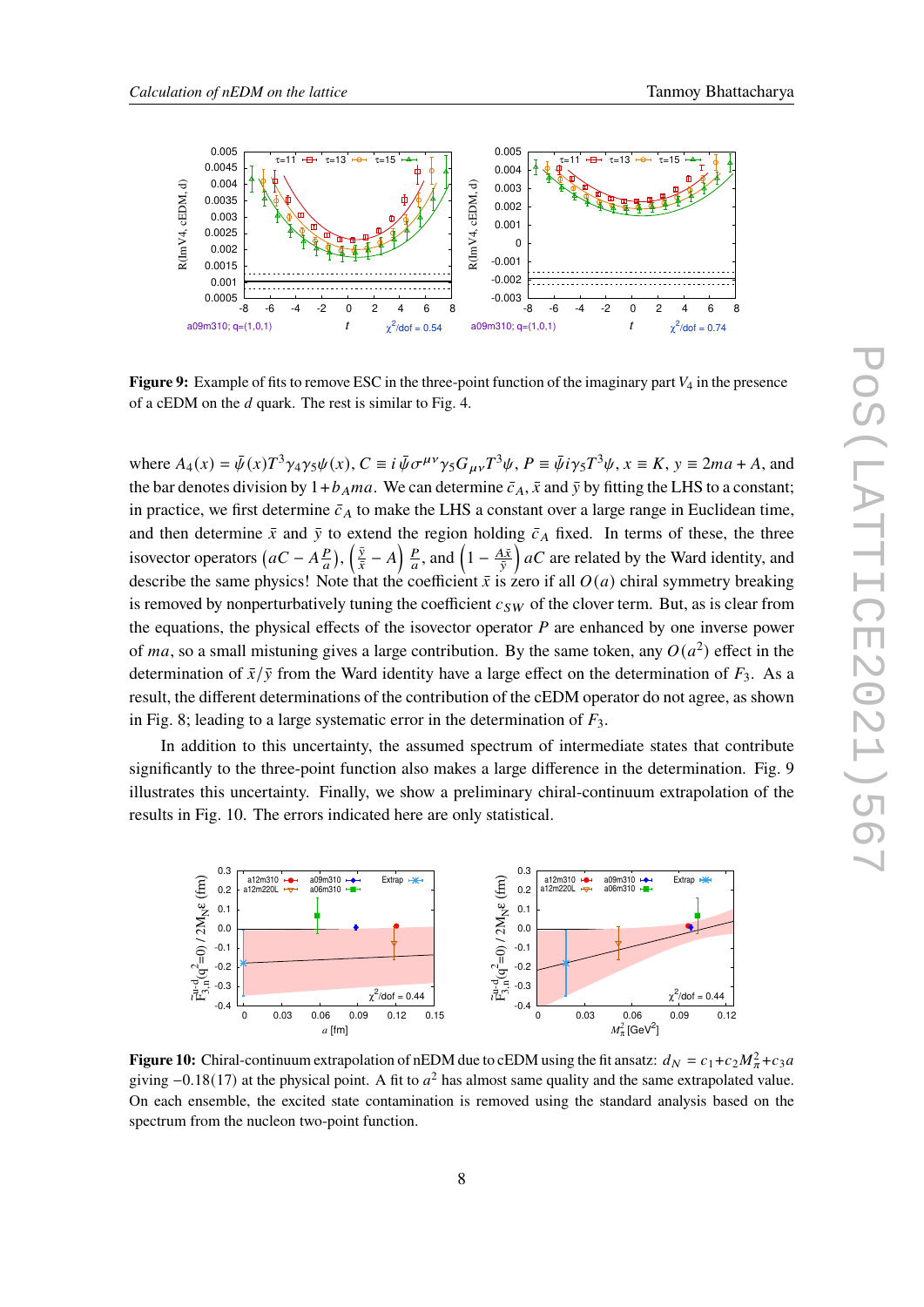**Figure 9:** Example of fits to remove ESC in the three-point function of the imaginary part $V_4$ in the presence of a cEDM on the $d$ quark. The rest is similar to Fig. 4.

where $A_4(x) = \bar{\psi}(x)T^3\gamma_4\gamma_5\psi(x)$, $C \equiv i\,\bar{\psi}\sigma^{\mu\nu}\gamma_5 G_{\mu\nu}T^3\psi$, $P \equiv \bar{\psi}i\gamma_5 T^3\psi$, $x \equiv K$, $y \equiv 2ma + A$, and the bar denotes division by $1+b_A ma$. We can determine $\bar{c}_A$, $\bar{x}$ and $\bar{y}$ by fitting the LHS to a constant; in practice, we first determine $\bar{c}_A$ to make the LHS a constant over a large range in Euclidean time, and then determine $\bar{x}$ and $\bar{y}$ to extend the region holding $\bar{c}_A$ fixed. In terms of these, the three isovector operators $\left(aC - A\frac{P}{a}\right)$, $\left(\frac{\bar{y}}{\bar{x}} - A\right)\frac{P}{a}$, and $\left(1 - \frac{A\bar{x}}{\bar{y}}\right)aC$ are related by the Ward identity, and describe the same physics! Note that the coefficient $\bar{x}$ is zero if all $O(a)$ chiral symmetry breaking is removed by nonperturbatively tuning the coefficient $c_{SW}$ of the clover term. But, as is clear from the equations, the physical effects of the isovector operator $P$ are enhanced by one inverse power of $ma$, so a small mistuning gives a large contribution. By the same token, any $O(a^2)$ effect in the determination of $\bar{x}/\bar{y}$ from the Ward identity have a large effect on the determination of $F_3$. As a result, the different determinations of the contribution of the cEDM operator do not agree, as shown in Fig. 8; leading to a large systematic error in the determination of $F_3$.

In addition to this uncertainty, the assumed spectrum of intermediate states that contribute significantly to the three-point function also makes a large difference in the determination. Fig. 9 illustrates this uncertainty. Finally, we show a preliminary chiral-continuum extrapolation of the results in Fig. 10. The errors indicated here are only statistical.

**Figure 10:** Chiral-continuum extrapolation of nEDM due to cEDM using the fit ansatz: $d_N = c_1+c_2 M_\pi^2+c_3 a$ giving $-0.18(17)$ at the physical point. A fit to $a^2$ has almost same quality and the same extrapolated value. On each ensemble, the excited state contamination is removed using the standard analysis based on the spectrum from the nucleon two-point function.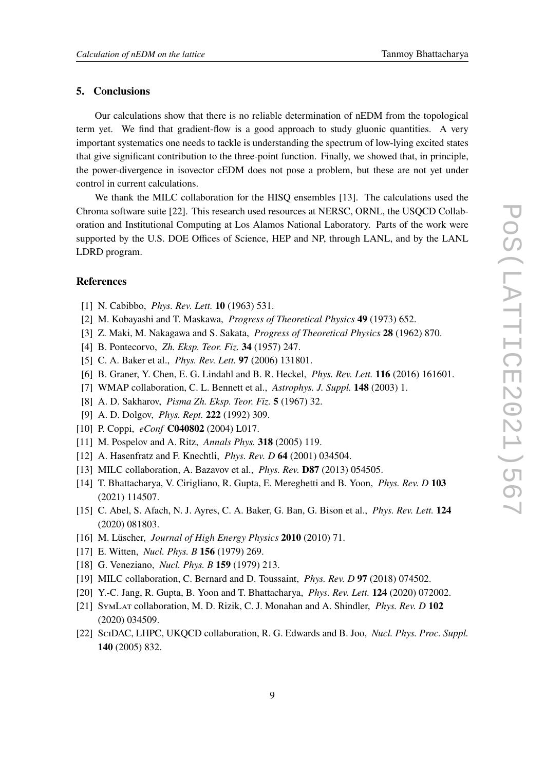## 5. Conclusions

Our calculations show that there is no reliable determination of nEDM from the topological term yet. We find that gradient-flow is a good approach to study gluonic quantities. A very important systematics one needs to tackle is understanding the spectrum of low-lying excited states that give significant contribution to the three-point function. Finally, we showed that, in principle, the power-divergence in isovector cEDM does not pose a problem, but these are not yet under control in current calculations.

We thank the MILC collaboration for the HISQ ensembles [13]. The calculations used the Chroma software suite [22]. This research used resources at NERSC, ORNL, the USQCD Collaboration and Institutional Computing at Los Alamos National Laboratory. Parts of the work were supported by the U.S. DOE Offices of Science, HEP and NP, through LANL, and by the LANL LDRD program.

## References

[1] N. Cabibbo, *Phys. Rev. Lett.* **10** (1963) 531.

[2] M. Kobayashi and T. Maskawa, *Progress of Theoretical Physics* **49** (1973) 652.

[3] Z. Maki, M. Nakagawa and S. Sakata, *Progress of Theoretical Physics* **28** (1962) 870.

[4] B. Pontecorvo, *Zh. Eksp. Teor. Fiz.* **34** (1957) 247.

[5] C. A. Baker et al., *Phys. Rev. Lett.* **97** (2006) 131801.

[6] B. Graner, Y. Chen, E. G. Lindahl and B. R. Heckel, *Phys. Rev. Lett.* **116** (2016) 161601.

[7] WMAP collaboration, C. L. Bennett et al., *Astrophys. J. Suppl.* **148** (2003) 1.

[8] A. D. Sakharov, *Pisma Zh. Eksp. Teor. Fiz.* **5** (1967) 32.

[9] A. D. Dolgov, *Phys. Rept.* **222** (1992) 309.

[10] P. Coppi, *eConf* **C040802** (2004) L017.

[11] M. Pospelov and A. Ritz, *Annals Phys.* **318** (2005) 119.

[12] A. Hasenfratz and F. Knechtli, *Phys. Rev. D* **64** (2001) 034504.

[13] MILC collaboration, A. Bazavov et al., *Phys. Rev.* **D87** (2013) 054505.

[14] T. Bhattacharya, V. Cirigliano, R. Gupta, E. Mereghetti and B. Yoon, *Phys. Rev. D* **103** (2021) 114507.

[15] C. Abel, S. Afach, N. J. Ayres, C. A. Baker, G. Ban, G. Bison et al., *Phys. Rev. Lett.* **124** (2020) 081803.

[16] M. Lüscher, *Journal of High Energy Physics* **2010** (2010) 71.

[17] E. Witten, *Nucl. Phys. B* **156** (1979) 269.

[18] G. Veneziano, *Nucl. Phys. B* **159** (1979) 213.

[19] MILC collaboration, C. Bernard and D. Toussaint, *Phys. Rev. D* **97** (2018) 074502.

[20] Y.-C. Jang, R. Gupta, B. Yoon and T. Bhattacharya, *Phys. Rev. Lett.* **124** (2020) 072002.

[21] SymLat collaboration, M. D. Rizik, C. J. Monahan and A. Shindler, *Phys. Rev. D* **102** (2020) 034509.

[22] SciDAC, LHPC, UKQCD collaboration, R. G. Edwards and B. Joo, *Nucl. Phys. Proc. Suppl.* **140** (2005) 832.